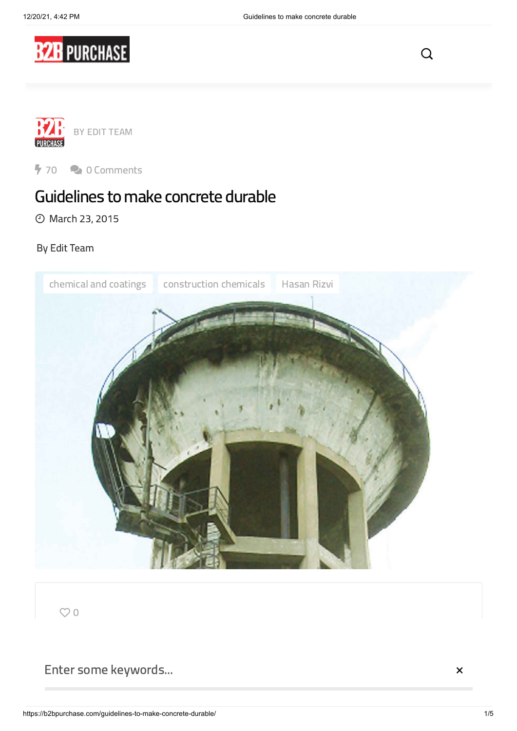BY EDIT TEAM

70 0 Comments

# Guidelines to make concrete durable

March 23, 2015

By Edit Team

chemical and coatings construction chemicals Hasan Rizvi

0

Enter some keywords...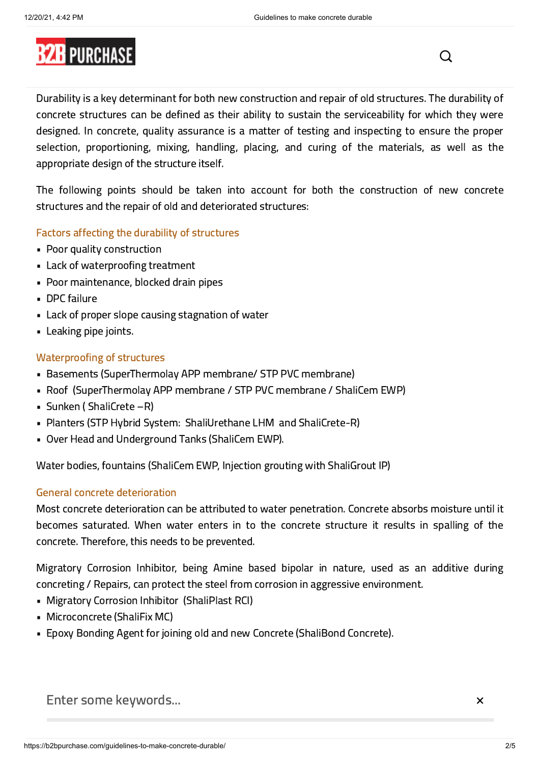Durability is a key determinant for both new construction and repair of old structures. The durability of concrete structures can be defined as their ability to sustain the serviceability for which they were designed. In concrete, quality assurance is a matter of testing and inspecting to ensure the proper selection, proportioning, mixing, handling, placing, and curing of the materials, as well as the appropriate design of the structure itself.

The following points should be taken into account for both the construction of new concrete structures and the repair of old and deteriorated structures:

### Factors affecting the durability of structures

- Poor quality construction
- Lack of waterproofing treatment
- Poor maintenance, blocked drain pipes
- DPC failure
- Lack of proper slope causing stagnation of water
- Leaking pipe joints.

### Waterproofing of structures

- Basements (SuperThermolay APP membrane/ STP PVC membrane)
- Roof (SuperThermolay APP membrane / STP PVC membrane / ShaliCem EWP)
- Sunken ( ShaliCrete –R)
- Planters (STP Hybrid System: ShaliUrethane LHM and ShaliCrete-R)
- Over Head and Underground Tanks (ShaliCem EWP).

Water bodies, fountains (ShaliCem EWP, Injection grouting with ShaliGrout IP)

### General concrete deterioration

Most concrete deterioration can be attributed to water penetration. Concrete absorbs moisture until it becomes saturated. When water enters in to the concrete structure it results in spalling of the concrete. Therefore, this needs to be prevented.

Migratory Corrosion Inhibitor, being Amine based bipolar in nature, used as an additive during concreting / Repairs, can protect the steel from corrosion in aggressive environment.

- Migratory Corrosion Inhibitor (ShaliPlast RCI)
- Microconcrete (ShaliFix MC)
- Epoxy Bonding Agent for joining old and new Concrete (ShaliBond Concrete).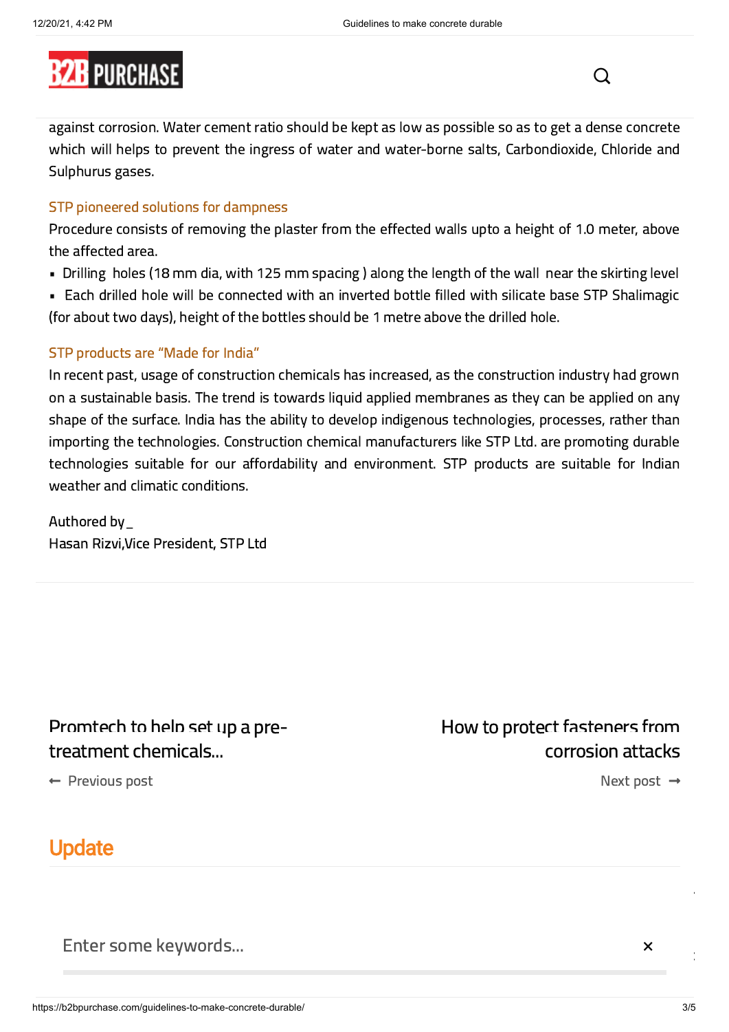against corrosion. Water cement ratio should be kept as low as possible so as to get a dense concrete which will helps to prevent the ingress of water and water-borne salts, Carbondioxide, Chloride and Sulphurus gases.

### STP pioneered solutions for dampness

Procedure consists of removing the plaster from the effected walls upto a height of 1.0 meter, above the affected area.

- Drilling holes (18 mm dia, with 125 mm spacing ) along the length of the wall near the skirting level
- Each drilled hole will be connected with an inverted bottle filled with silicate base STP Shalimagic (for about two days), height of the bottles should be 1 metre above the drilled hole.

### STP products are "Made for India"

In recent past, usage of construction chemicals has increased, as the construction industry had grown on a sustainable basis. The trend is towards liquid applied membranes as they can be applied on any shape of the surface. India has the ability to develop indigenous technologies, processes, rather than importing the technologies. Construction chemical manufacturers like STP Ltd. are promoting durable technologies suitable for our affordability and environment. STP products are suitable for Indian weather and climatic conditions.

Authored by_
Hasan Rizvi,Vice President, STP Ltd

Promtech to help set up a pre-treatment chemicals...

← Previous post

How to protect fasteners from corrosion attacks

Next post →

## Update

Enter some keywords...